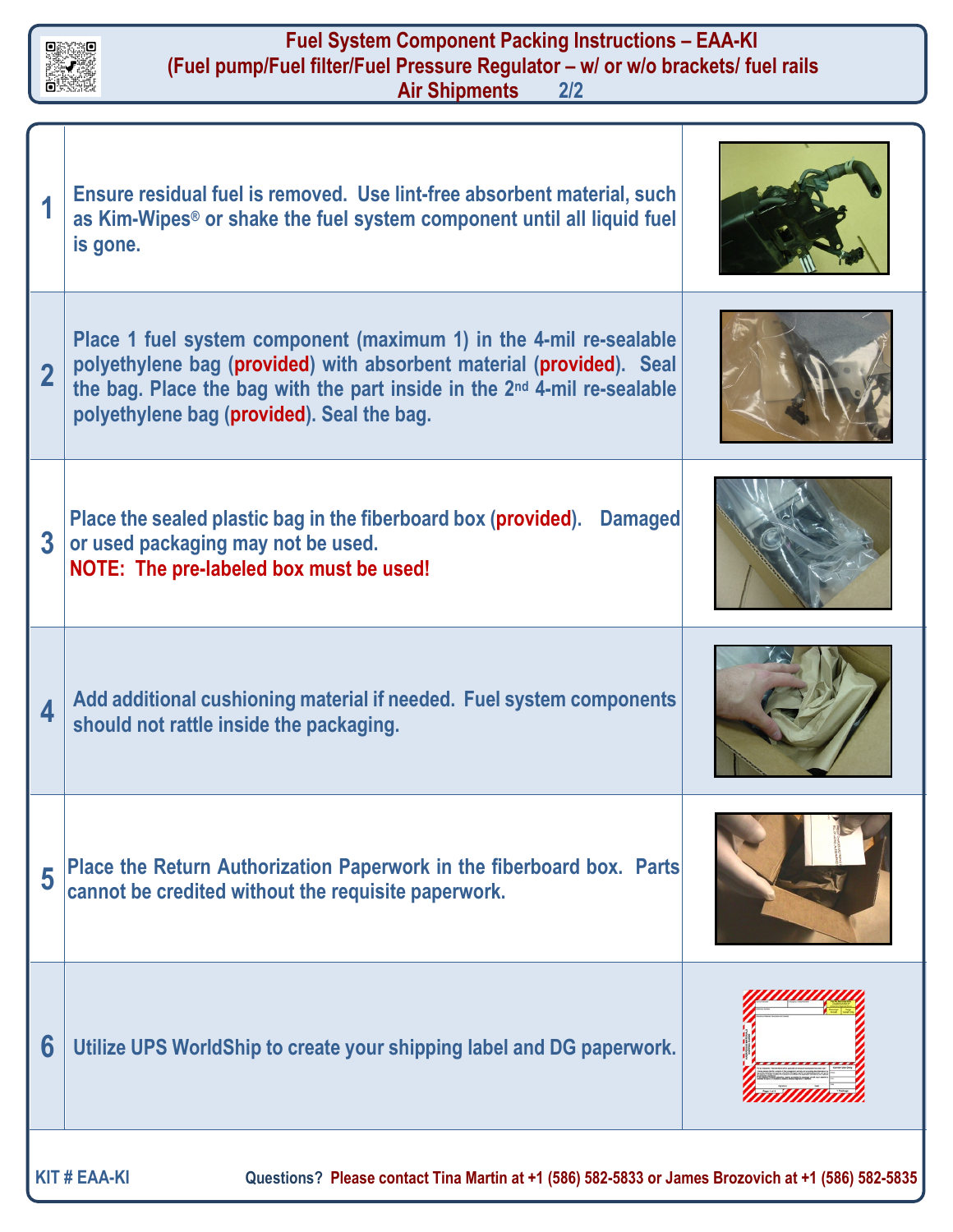# Fuel System Component Packing Instructions – EAA-KI

## (Fuel pump/Fuel filter/Fuel Pressure Regulator – w/ or w/o brackets/ fuel rails

## Air Shipments 2/2

| | | |
|---|---|---|
| 1 | Ensure residual fuel is removed. Use lint-free absorbent material, such as Kim-Wipes® or shake the fuel system component until all liquid fuel is gone. | |
| 2 | Place 1 fuel system component (maximum 1) in the 4-mil re-sealable polyethylene bag (**provided**) with absorbent material (**provided**). Seal the bag. Place the bag with the part inside in the 2nd 4-mil re-sealable polyethylene bag (**provided**). Seal the bag. | |
| 3 | Place the sealed plastic bag in the fiberboard box (**provided**). Damaged or used packaging may not be used. **NOTE: The pre-labeled box must be used!** | |
| 4 | Add additional cushioning material if needed. Fuel system components should not rattle inside the packaging. | |
| 5 | Place the Return Authorization Paperwork in the fiberboard box. Parts cannot be credited without the requisite paperwork. | |
| 6 | Utilize UPS WorldShip to create your shipping label and DG paperwork. | |

KIT # EAA-KI

Questions? Please contact Tina Martin at +1 (586) 582-5833 or James Brozovich at +1 (586) 582-5835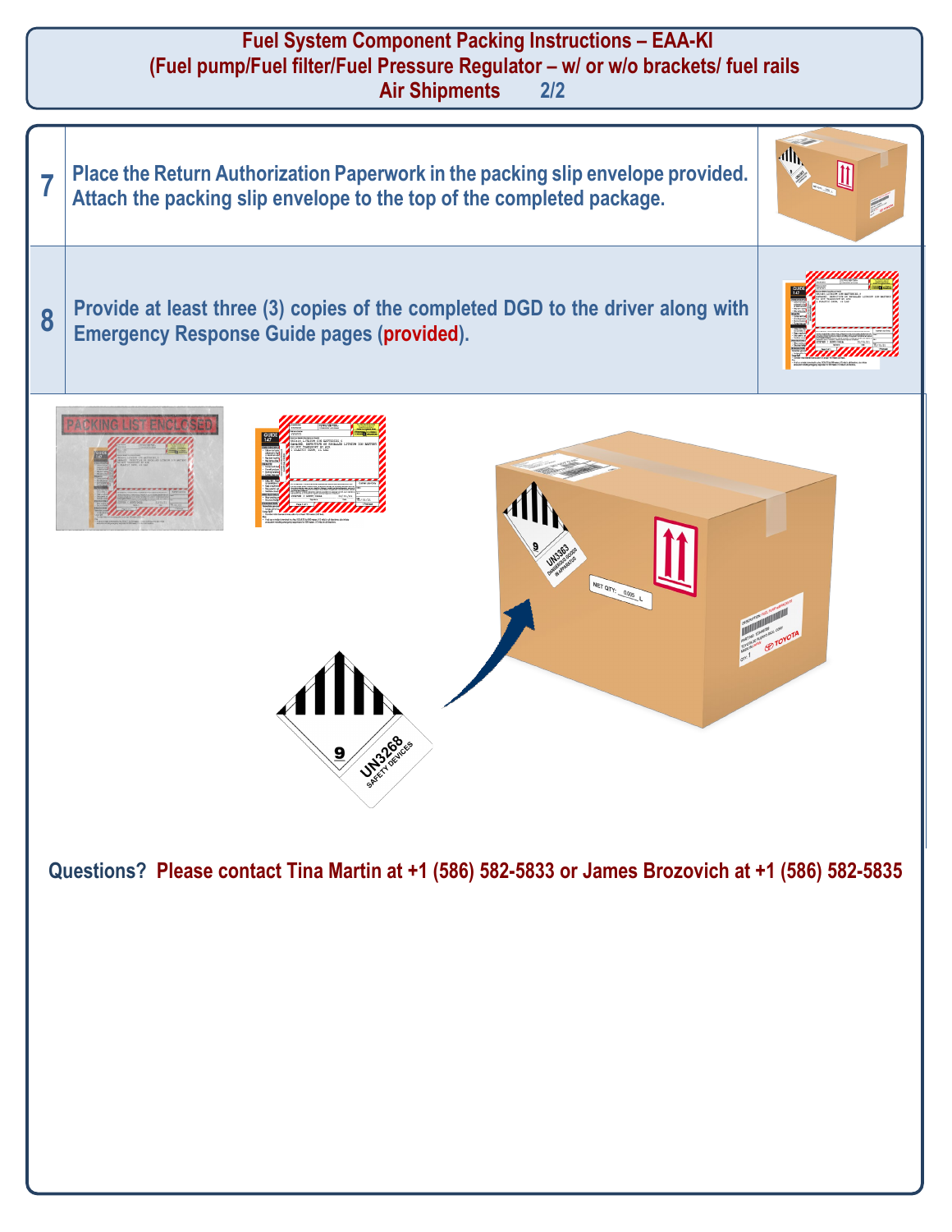# Fuel System Component Packing Instructions – EAA-KI
## (Fuel pump/Fuel filter/Fuel Pressure Regulator – w/ or w/o brackets/ fuel rails
## Air Shipments 2/2

| | |
|---|---|
| **7** | **Place the Return Authorization Paperwork in the packing slip envelope provided. Attach the packing slip envelope to the top of the completed package.** |
| **8** | **Provide at least three (3) copies of the completed DGD to the driver along with Emergency Response Guide pages (provided).** |

**Questions? Please contact Tina Martin at +1 (586) 582-5833 or James Brozovich at +1 (586) 582-5835**